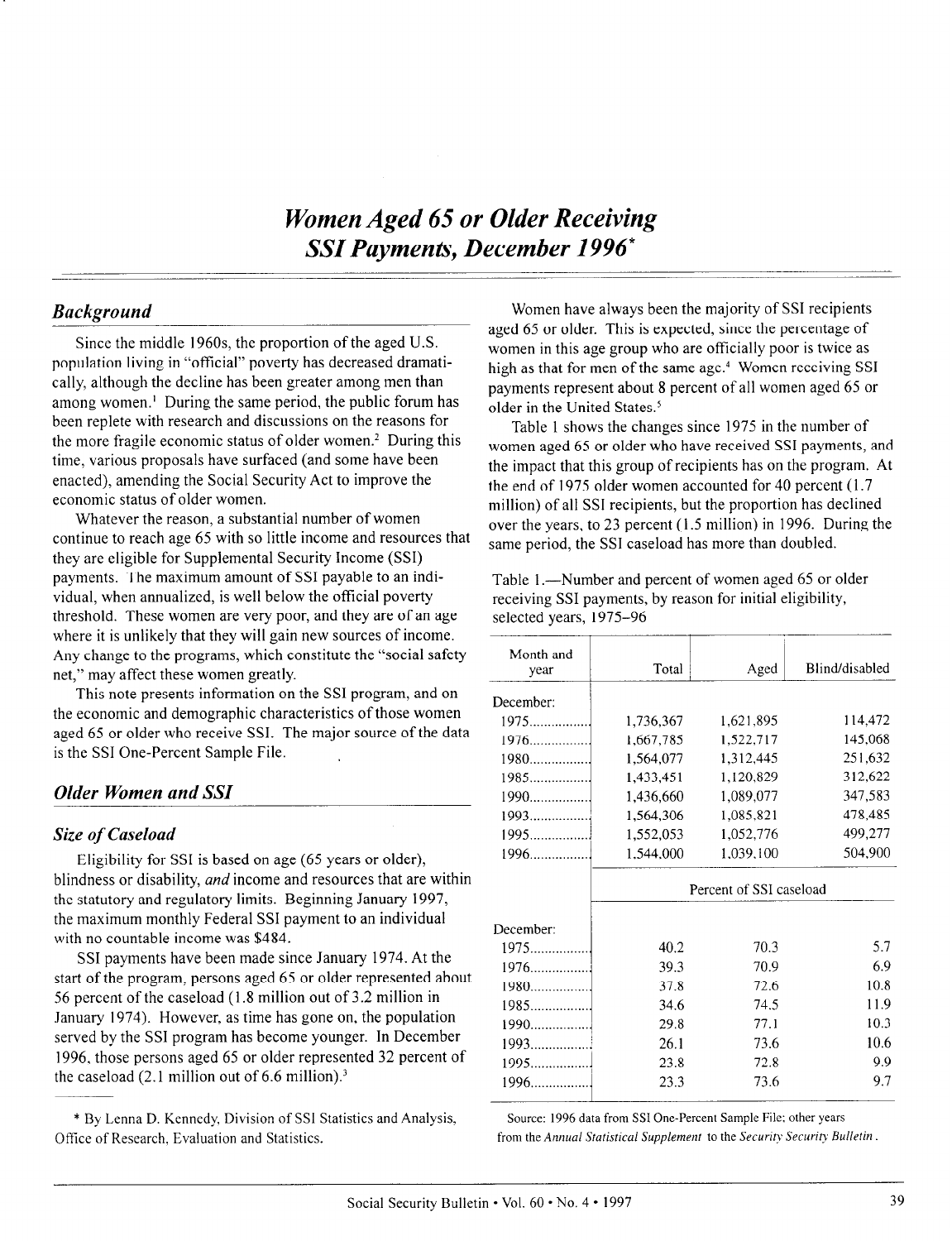# *Women Aged 65 or Older Receiving SSI Payments, December 1996*[*]

## *Background*

Since the middle 1960s, the proportion of the aged U.S. population living in "official" poverty has decreased dramatically, although the decline has been greater among men than among women.[1] During the same period, the public forum has been replete with research and discussions on the reasons for the more fragile economic status of older women.[2] During this time, various proposals have surfaced (and some have been enacted), amending the Social Security Act to improve the economic status of older women.

Whatever the reason, a substantial number of women continue to reach age 65 with so little income and resources that they are eligible for Supplemental Security Income (SSI) payments. The maximum amount of SSI payable to an individual, when annualized, is well below the official poverty threshold. These women are very poor, and they are of an age where it is unlikely that they will gain new sources of income. Any change to the programs, which constitute the "social safety net," may affect these women greatly.

This note presents information on the SSI program, and on the economic and demographic characteristics of those women aged 65 or older who receive SSI. The major source of the data is the SSI One-Percent Sample File.

## *Older Women and SSI*

### *Size of Caseload*

Eligibility for SSI is based on age (65 years or older), blindness or disability, *and* income and resources that are within the statutory and regulatory limits. Beginning January 1997, the maximum monthly Federal SSI payment to an individual with no countable income was $484.

SSI payments have been made since January 1974. At the start of the program, persons aged 65 or older represented about 56 percent of the caseload (1.8 million out of 3.2 million in January 1974). However, as time has gone on, the population served by the SSI program has become younger. In December 1996, those persons aged 65 or older represented 32 percent of the caseload (2.1 million out of 6.6 million).[3]

Women have always been the majority of SSI recipients aged 65 or older. This is expected, since the percentage of women in this age group who are officially poor is twice as high as that for men of the same age.[4] Women receiving SSI payments represent about 8 percent of all women aged 65 or older in the United States.[5]

Table 1 shows the changes since 1975 in the number of women aged 65 or older who have received SSI payments, and the impact that this group of recipients has on the program. At the end of 1975 older women accounted for 40 percent (1.7 million) of all SSI recipients, but the proportion has declined over the years, to 23 percent (1.5 million) in 1996. During the same period, the SSI caseload has more than doubled.

Table 1.—Number and percent of women aged 65 or older receiving SSI payments, by reason for initial eligibility, selected years, 1975–96

| Month and year | Total | Aged | Blind/disabled |
|---|---|---|---|
| December: | | | |
| 1975 | 1,736,367 | 1,621,895 | 114,472 |
| 1976 | 1,667,785 | 1,522,717 | 145,068 |
| 1980 | 1,564,077 | 1,312,445 | 251,632 |
| 1985 | 1,433,451 | 1,120,829 | 312,622 |
| 1990 | 1,436,660 | 1,089,077 | 347,583 |
| 1993 | 1,564,306 | 1,085,821 | 478,485 |
| 1995 | 1,552,053 | 1,052,776 | 499,277 |
| 1996 | 1,544,000 | 1,039,100 | 504,900 |
| | Percent of SSI caseload | | |
| December: | | | |
| 1975 | 40.2 | 70.3 | 5.7 |
| 1976 | 39.3 | 70.9 | 6.9 |
| 1980 | 37.8 | 72.6 | 10.8 |
| 1985 | 34.6 | 74.5 | 11.9 |
| 1990 | 29.8 | 77.1 | 10.3 |
| 1993 | 26.1 | 73.6 | 10.6 |
| 1995 | 23.8 | 72.8 | 9.9 |
| 1996 | 23.3 | 73.6 | 9.7 |

Source: 1996 data from SSI One-Percent Sample File; other years from the *Annual Statistical Supplement* to the *Security Security Bulletin*.

\* By Lenna D. Kennedy, Division of SSI Statistics and Analysis, Office of Research, Evaluation and Statistics.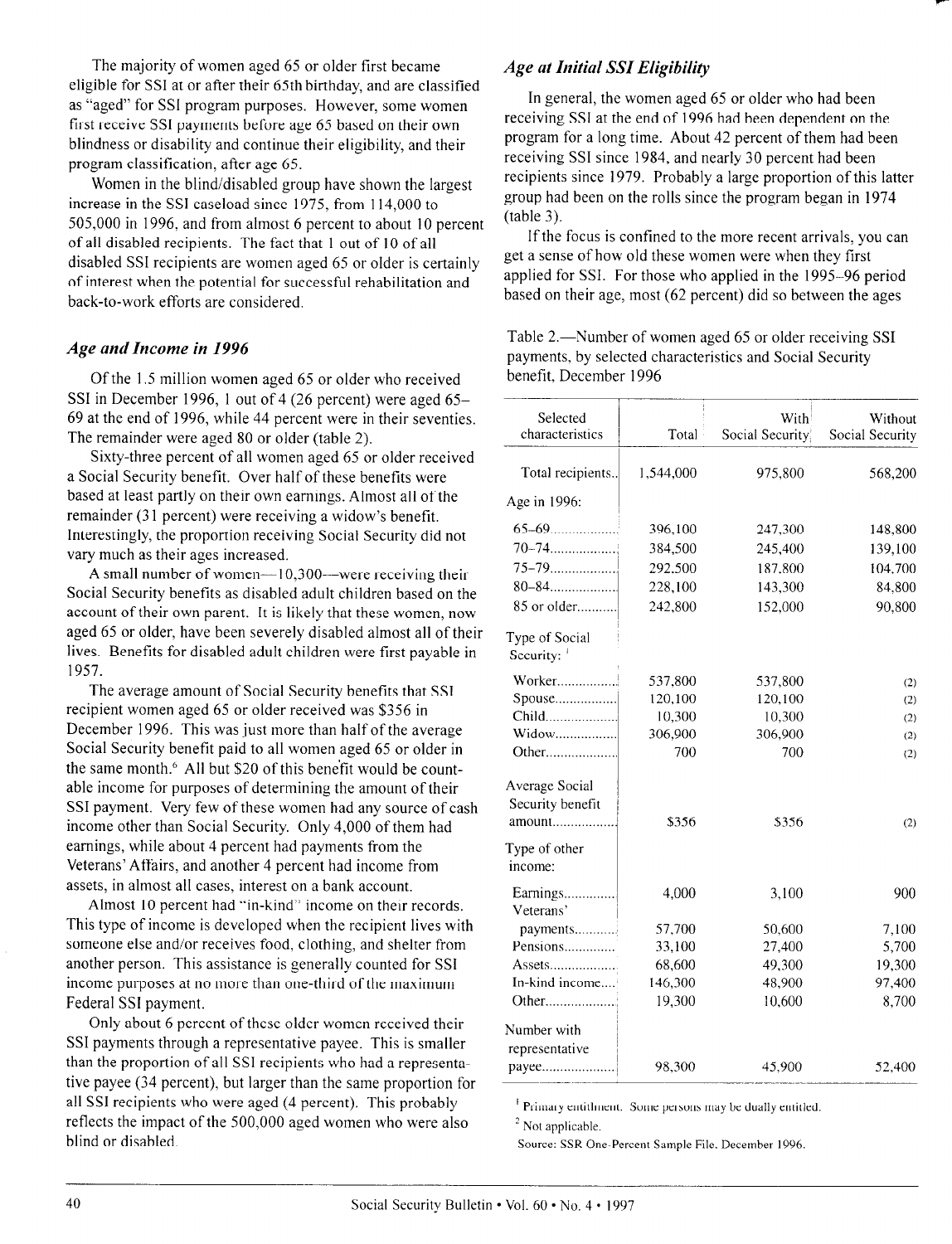The majority of women aged 65 or older first became eligible for SSI at or after their 65th birthday, and are classified as "aged" for SSI program purposes. However, some women first receive SSI payments before age 65 based on their own blindness or disability and continue their eligibility, and their program classification, after age 65.

Women in the blind/disabled group have shown the largest increase in the SSI caseload since 1975, from 114,000 to 505,000 in 1996, and from almost 6 percent to about 10 percent of all disabled recipients. The fact that 1 out of 10 of all disabled SSI recipients are women aged 65 or older is certainly of interest when the potential for successful rehabilitation and back-to-work efforts are considered.

### *Age and Income in 1996*

Of the 1.5 million women aged 65 or older who received SSI in December 1996, 1 out of 4 (26 percent) were aged 65–69 at the end of 1996, while 44 percent were in their seventies. The remainder were aged 80 or older (table 2).

Sixty-three percent of all women aged 65 or older received a Social Security benefit. Over half of these benefits were based at least partly on their own earnings. Almost all of the remainder (31 percent) were receiving a widow's benefit. Interestingly, the proportion receiving Social Security did not vary much as their ages increased.

A small number of women—10,300—were receiving their Social Security benefits as disabled adult children based on the account of their own parent. It is likely that these women, now aged 65 or older, have been severely disabled almost all of their lives. Benefits for disabled adult children were first payable in 1957.

The average amount of Social Security benefits that SSI recipient women aged 65 or older received was $356 in December 1996. This was just more than half of the average Social Security benefit paid to all women aged 65 or older in the same month.[6] All but $20 of this benefit would be countable income for purposes of determining the amount of their SSI payment. Very few of these women had any source of cash income other than Social Security. Only 4,000 of them had earnings, while about 4 percent had payments from the Veterans' Affairs, and another 4 percent had income from assets, in almost all cases, interest on a bank account.

Almost 10 percent had "in-kind" income on their records. This type of income is developed when the recipient lives with someone else and/or receives food, clothing, and shelter from another person. This assistance is generally counted for SSI income purposes at no more than one-third of the maximum Federal SSI payment.

Only about 6 percent of these older women received their SSI payments through a representative payee. This is smaller than the proportion of all SSI recipients who had a representative payee (34 percent), but larger than the same proportion for all SSI recipients who were aged (4 percent). This probably reflects the impact of the 500,000 aged women who were also blind or disabled.

### *Age at Initial SSI Eligibility*

In general, the women aged 65 or older who had been receiving SSI at the end of 1996 had been dependent on the program for a long time. About 42 percent of them had been receiving SSI since 1984, and nearly 30 percent had been recipients since 1979. Probably a large proportion of this latter group had been on the rolls since the program began in 1974 (table 3).

If the focus is confined to the more recent arrivals, you can get a sense of how old these women were when they first applied for SSI. For those who applied in the 1995–96 period based on their age, most (62 percent) did so between the ages

Table 2.—Number of women aged 65 or older receiving SSI payments, by selected characteristics and Social Security benefit, December 1996

| Selected characteristics | Total | With Social Security | Without Social Security |
|---|---|---|---|
| Total recipients | 1,544,000 | 975,800 | 568,200 |
| Age in 1996: | | | |
| 65–69 | 396,100 | 247,300 | 148,800 |
| 70–74 | 384,500 | 245,400 | 139,100 |
| 75–79 | 292,500 | 187,800 | 104,700 |
| 80–84 | 228,100 | 143,300 | 84,800 |
| 85 or older | 242,800 | 152,000 | 90,800 |
| Type of Social Security: [1] | | | |
| Worker | 537,800 | 537,800 | (2) |
| Spouse | 120,100 | 120,100 | (2) |
| Child | 10,300 | 10,300 | (2) |
| Widow | 306,900 | 306,900 | (2) |
| Other | 700 | 700 | (2) |
| Average Social Security benefit amount | $356 | $356 | (2) |
| Type of other income: | | | |
| Earnings | 4,000 | 3,100 | 900 |
| Veterans' payments | 57,700 | 50,600 | 7,100 |
| Pensions | 33,100 | 27,400 | 5,700 |
| Assets | 68,600 | 49,300 | 19,300 |
| In-kind income | 146,300 | 48,900 | 97,400 |
| Other | 19,300 | 10,600 | 8,700 |
| Number with representative payee | 98,300 | 45,900 | 52,400 |

[1] Primary entitlement. Some persons may be dually entitled.

[2] Not applicable.

Source: SSR One-Percent Sample File, December 1996.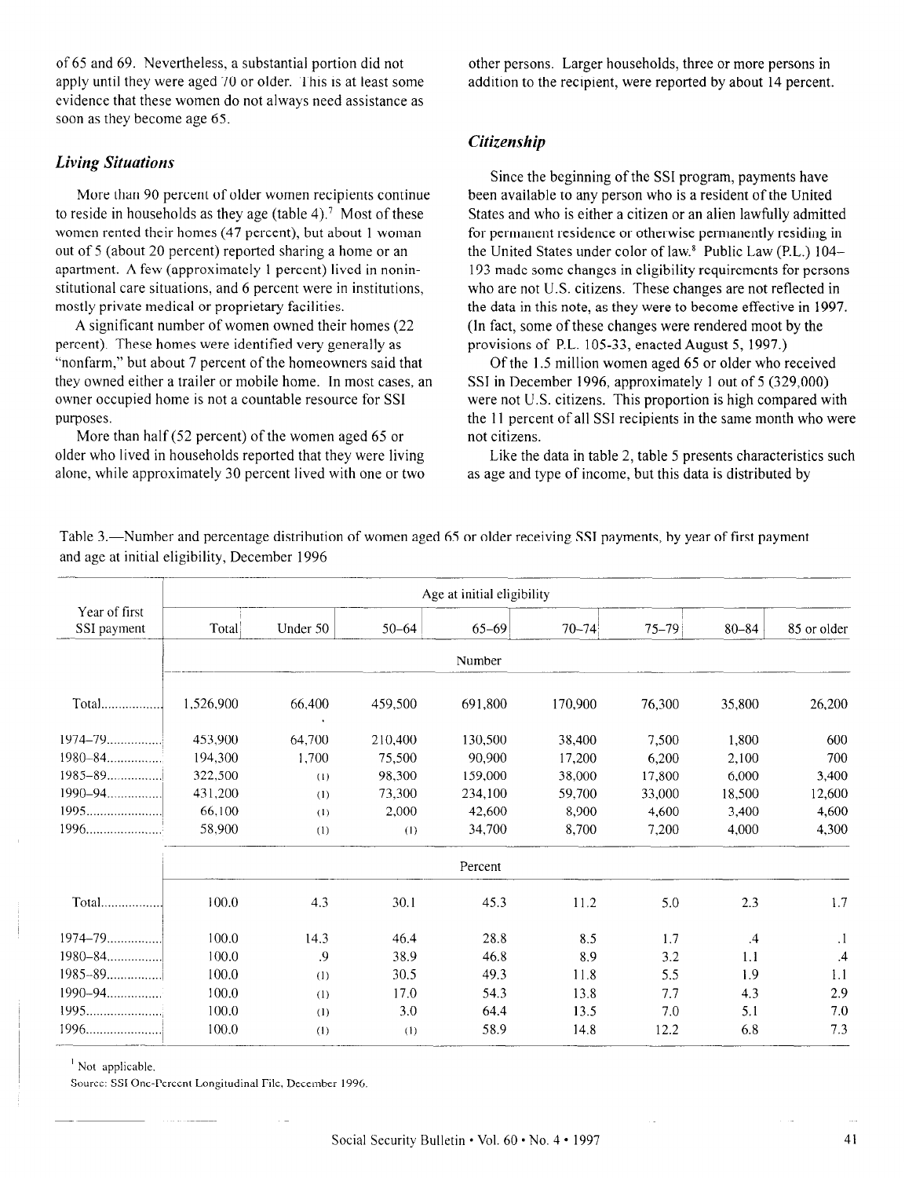of 65 and 69. Nevertheless, a substantial portion did not apply until they were aged 70 or older. This is at least some evidence that these women do not always need assistance as soon as they become age 65.

### *Living Situations*

More than 90 percent of older women recipients continue to reside in households as they age (table 4).[7] Most of these women rented their homes (47 percent), but about 1 woman out of 5 (about 20 percent) reported sharing a home or an apartment. A few (approximately 1 percent) lived in noninstitutional care situations, and 6 percent were in institutions, mostly private medical or proprietary facilities.

A significant number of women owned their homes (22 percent). These homes were identified very generally as "nonfarm," but about 7 percent of the homeowners said that they owned either a trailer or mobile home. In most cases, an owner occupied home is not a countable resource for SSI purposes.

More than half (52 percent) of the women aged 65 or older who lived in households reported that they were living alone, while approximately 30 percent lived with one or two other persons. Larger households, three or more persons in addition to the recipient, were reported by about 14 percent.

### *Citizenship*

Since the beginning of the SSI program, payments have been available to any person who is a resident of the United States and who is either a citizen or an alien lawfully admitted for permanent residence or otherwise permanently residing in the United States under color of law.[8] Public Law (P.L.) 104–193 made some changes in eligibility requirements for persons who are not U.S. citizens. These changes are not reflected in the data in this note, as they were to become effective in 1997. (In fact, some of these changes were rendered moot by the provisions of P.L. 105-33, enacted August 5, 1997.)

Of the 1.5 million women aged 65 or older who received SSI in December 1996, approximately 1 out of 5 (329,000) were not U.S. citizens. This proportion is high compared with the 11 percent of all SSI recipients in the same month who were not citizens.

Like the data in table 2, table 5 presents characteristics such as age and type of income, but this data is distributed by

Table 3.—Number and percentage distribution of women aged 65 or older receiving SSI payments, by year of first payment and age at initial eligibility, December 1996

| Year of first SSI payment | Age at initial eligibility | | | | | | | |
|---|---|---|---|---|---|---|---|---|
| | Total | Under 50 | 50–64 | 65–69 | 70–74 | 75–79 | 80–84 | 85 or older |
| | Number | | | | | | | |
| Total | 1,526,900 | 66,400 | 459,500 | 691,800 | 170,900 | 76,300 | 35,800 | 26,200 |
| 1974–79 | 453,900 | 64,700 | 210,400 | 130,500 | 38,400 | 7,500 | 1,800 | 600 |
| 1980–84 | 194,300 | 1,700 | 75,500 | 90,900 | 17,200 | 6,200 | 2,100 | 700 |
| 1985–89 | 322,500 | (1) | 98,300 | 159,000 | 38,000 | 17,800 | 6,000 | 3,400 |
| 1990–94 | 431,200 | (1) | 73,300 | 234,100 | 59,700 | 33,000 | 18,500 | 12,600 |
| 1995 | 66,100 | (1) | 2,000 | 42,600 | 8,900 | 4,600 | 3,400 | 4,600 |
| 1996 | 58,900 | (1) | (1) | 34,700 | 8,700 | 7,200 | 4,000 | 4,300 |
| | Percent | | | | | | | |
| Total | 100.0 | 4.3 | 30.1 | 45.3 | 11.2 | 5.0 | 2.3 | 1.7 |
| 1974–79 | 100.0 | 14.3 | 46.4 | 28.8 | 8.5 | 1.7 | .4 | .1 |
| 1980–84 | 100.0 | .9 | 38.9 | 46.8 | 8.9 | 3.2 | 1.1 | .4 |
| 1985–89 | 100.0 | (1) | 30.5 | 49.3 | 11.8 | 5.5 | 1.9 | 1.1 |
| 1990–94 | 100.0 | (1) | 17.0 | 54.3 | 13.8 | 7.7 | 4.3 | 2.9 |
| 1995 | 100.0 | (1) | 3.0 | 64.4 | 13.5 | 7.0 | 5.1 | 7.0 |
| 1996 | 100.0 | (1) | (1) | 58.9 | 14.8 | 12.2 | 6.8 | 7.3 |

[1] Not applicable.

Source: SSI One-Percent Longitudinal File, December 1996.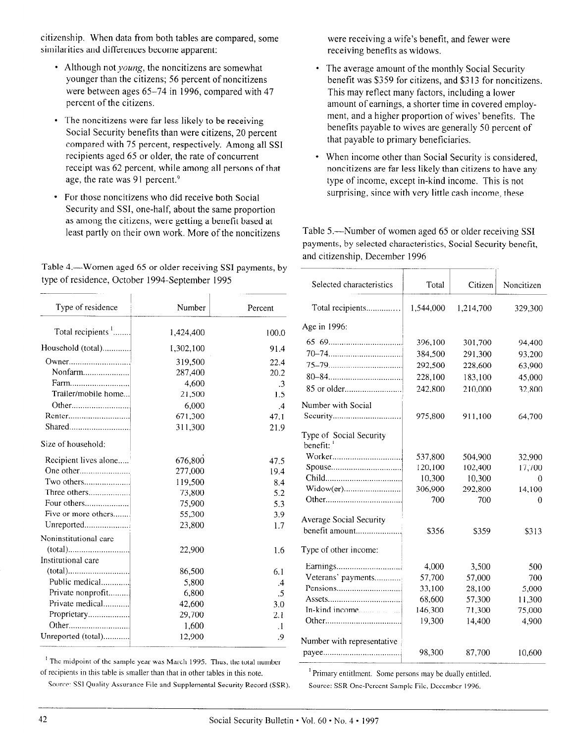citizenship. When data from both tables are compared, some similarities and differences become apparent:

- Although not *young*, the noncitizens are somewhat younger than the citizens; 56 percent of noncitizens were between ages 65–74 in 1996, compared with 47 percent of the citizens.
- The noncitizens were far less likely to be receiving Social Security benefits than were citizens, 20 percent compared with 75 percent, respectively. Among all SSI recipients aged 65 or older, the rate of concurrent receipt was 62 percent, while among all persons of that age, the rate was 91 percent.[9]
- For those noncitizens who did receive both Social Security and SSI, one-half, about the same proportion as among the citizens, were getting a benefit based at least partly on their own work. More of the noncitizens were receiving a wife's benefit, and fewer were receiving benefits as widows.
- The average amount of the monthly Social Security benefit was $359 for citizens, and $313 for noncitizens. This may reflect many factors, including a lower amount of earnings, a shorter time in covered employment, and a higher proportion of wives' benefits. The benefits payable to wives are generally 50 percent of that payable to primary beneficiaries.
- When income other than Social Security is considered, noncitizens are far less likely than citizens to have any type of income, except in-kind income. This is not surprising, since with very little cash income, these

Table 4.—Women aged 65 or older receiving SSI payments, by type of residence, October 1994-September 1995

| Type of residence | Number | Percent |
|---|---|---|
| Total recipients [1] | 1,424,400 | 100.0 |
| Household (total) | 1,302,100 | 91.4 |
| Owner | 319,500 | 22.4 |
| Nonfarm | 287,400 | 20.2 |
| Farm | 4,600 | .3 |
| Trailer/mobile home | 21,500 | 1.5 |
| Other | 6,000 | .4 |
| Renter | 671,300 | 47.1 |
| Shared | 311,300 | 21.9 |
| Size of household: | | |
| Recipient lives alone | 676,800 | 47.5 |
| One other | 277,000 | 19.4 |
| Two others | 119,500 | 8.4 |
| Three others | 73,800 | 5.2 |
| Four others | 75,900 | 5.3 |
| Five or more others | 55,300 | 3.9 |
| Unreported | 23,800 | 1.7 |
| Noninstitutional care (total) | 22,900 | 1.6 |
| Institutional care (total) | 86,500 | 6.1 |
| Public medical | 5,800 | .4 |
| Private nonprofit | 6,800 | .5 |
| Private medical | 42,600 | 3.0 |
| Proprietary | 29,700 | 2.1 |
| Other | 1,600 | .1 |
| Unreported (total) | 12,900 | .9 |

[1] The midpoint of the sample year was March 1995. Thus, the total number of recipients in this table is smaller than that in other tables in this note.

Source: SSI Quality Assurance File and Supplemental Security Record (SSR).

Table 5.—Number of women aged 65 or older receiving SSI payments, by selected characteristics, Social Security benefit, and citizenship, December 1996

| Selected characteristics | Total | Citizen | Noncitizen |
|---|---|---|---|
| Total recipients | 1,544,000 | 1,214,700 | 329,300 |
| Age in 1996: | | | |
| 65–69 | 396,100 | 301,700 | 94,400 |
| 70–74 | 384,500 | 291,300 | 93,200 |
| 75–79 | 292,500 | 228,600 | 63,900 |
| 80–84 | 228,100 | 183,100 | 45,000 |
| 85 or older | 242,800 | 210,000 | 32,800 |
| Number with Social Security | 975,800 | 911,100 | 64,700 |
| Type of Social Security benefit: [1] | | | |
| Worker | 537,800 | 504,900 | 32,900 |
| Spouse | 120,100 | 102,400 | 17,700 |
| Child | 10,300 | 10,300 | 0 |
| Widow(er) | 306,900 | 292,800 | 14,100 |
| Other | 700 | 700 | 0 |
| Average Social Security benefit amount | $356 | $359 | $313 |
| Type of other income: | | | |
| Earnings | 4,000 | 3,500 | 500 |
| Veterans' payments | 57,700 | 57,000 | 700 |
| Pensions | 33,100 | 28,100 | 5,000 |
| Assets | 68,600 | 57,300 | 11,300 |
| In-kind income | 146,300 | 71,300 | 75,000 |
| Other | 19,300 | 14,400 | 4,900 |
| Number with representative payee | 98,300 | 87,700 | 10,600 |

[1] Primary entitlment. Some persons may be dually entitled.

Source: SSR One-Percent Sample File, December 1996.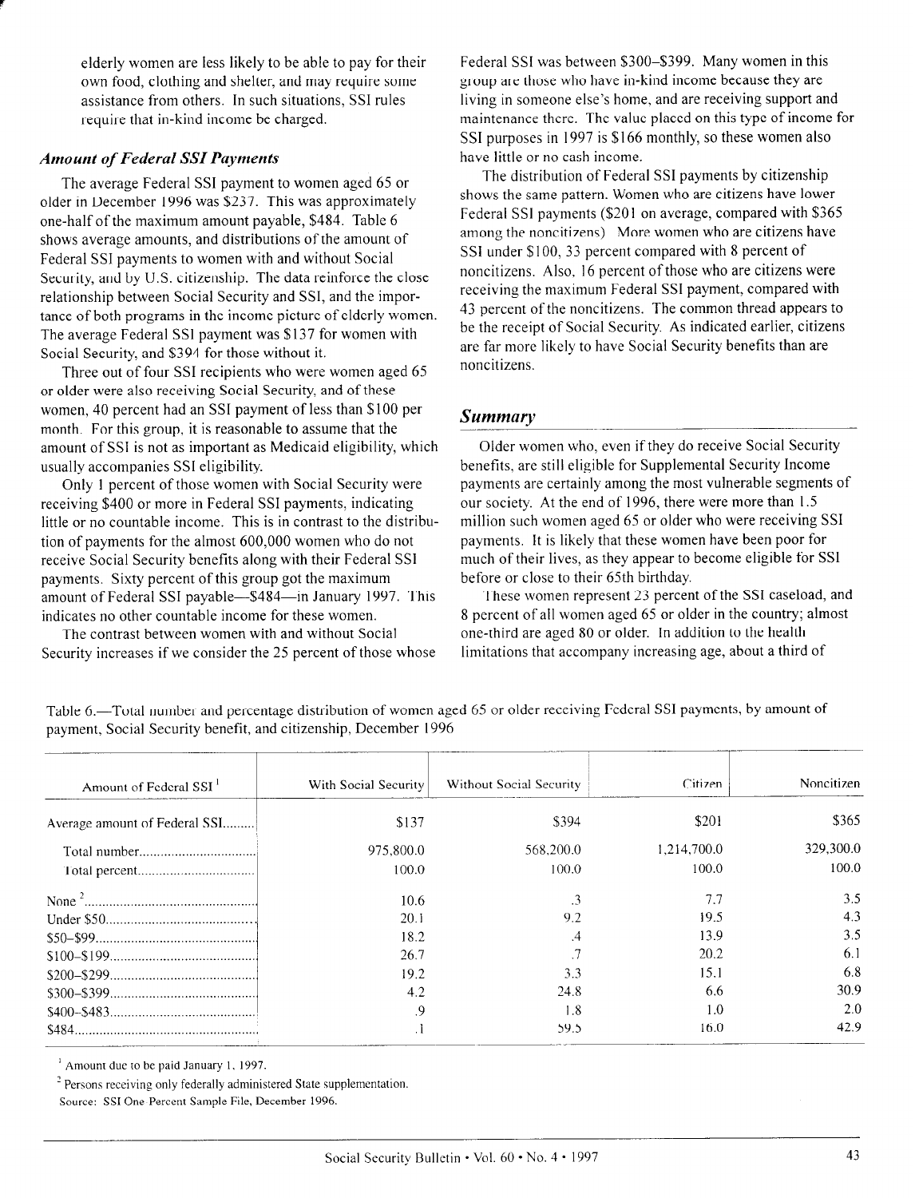elderly women are less likely to be able to pay for their own food, clothing and shelter, and may require some assistance from others. In such situations, SSI rules require that in-kind income be charged.

### *Amount of Federal SSI Payments*

The average Federal SSI payment to women aged 65 or older in December 1996 was $237. This was approximately one-half of the maximum amount payable, $484. Table 6 shows average amounts, and distributions of the amount of Federal SSI payments to women with and without Social Security, and by U.S. citizenship. The data reinforce the close relationship between Social Security and SSI, and the importance of both programs in the income picture of elderly women. The average Federal SSI payment was $137 for women with Social Security, and $394 for those without it.

Three out of four SSI recipients who were women aged 65 or older were also receiving Social Security, and of these women, 40 percent had an SSI payment of less than $100 per month. For this group, it is reasonable to assume that the amount of SSI is not as important as Medicaid eligibility, which usually accompanies SSI eligibility.

Only 1 percent of those women with Social Security were receiving $400 or more in Federal SSI payments, indicating little or no countable income. This is in contrast to the distribution of payments for the almost 600,000 women who do not receive Social Security benefits along with their Federal SSI payments. Sixty percent of this group got the maximum amount of Federal SSI payable—$484—in January 1997. This indicates no other countable income for these women.

The contrast between women with and without Social Security increases if we consider the 25 percent of those whose Federal SSI was between $300–$399. Many women in this group are those who have in-kind income because they are living in someone else's home, and are receiving support and maintenance there. The value placed on this type of income for SSI purposes in 1997 is $166 monthly, so these women also have little or no cash income.

The distribution of Federal SSI payments by citizenship shows the same pattern. Women who are citizens have lower Federal SSI payments ($201 on average, compared with $365 among the noncitizens). More women who are citizens have SSI under $100, 33 percent compared with 8 percent of noncitizens. Also, 16 percent of those who are citizens were receiving the maximum Federal SSI payment, compared with 43 percent of the noncitizens. The common thread appears to be the receipt of Social Security. As indicated earlier, citizens are far more likely to have Social Security benefits than are noncitizens.

## Summary

Older women who, even if they do receive Social Security benefits, are still eligible for Supplemental Security Income payments are certainly among the most vulnerable segments of our society. At the end of 1996, there were more than 1.5 million such women aged 65 or older who were receiving SSI payments. It is likely that these women have been poor for much of their lives, as they appear to become eligible for SSI before or close to their 65th birthday.

These women represent 23 percent of the SSI caseload, and 8 percent of all women aged 65 or older in the country; almost one-third are aged 80 or older. In addition to the health limitations that accompany increasing age, about a third of

Table 6.—Total number and percentage distribution of women aged 65 or older receiving Federal SSI payments, by amount of payment, Social Security benefit, and citizenship, December 1996

| Amount of Federal SSI [1] | With Social Security | Without Social Security | Citizen | Noncitizen |
|---|---|---|---|---|
| Average amount of Federal SSI | $137 | $394 | $201 | $365 |
| Total number | 975,800.0 | 568,200.0 | 1,214,700.0 | 329,300.0 |
| Total percent | 100.0 | 100.0 | 100.0 | 100.0 |
| None [2] | 10.6 | .3 | 7.7 | 3.5 |
| Under $50 | 20.1 | 9.2 | 19.5 | 4.3 |
| $50–$99 | 18.2 | .4 | 13.9 | 3.5 |
| $100–$199 | 26.7 | .7 | 20.2 | 6.1 |
| $200–$299 | 19.2 | 3.3 | 15.1 | 6.8 |
| $300–$399 | 4.2 | 24.8 | 6.6 | 30.9 |
| $400–$483 | .9 | 1.8 | 1.0 | 2.0 |
| $484 | .1 | 59.5 | 16.0 | 42.9 |

[1] Amount due to be paid January 1, 1997.

[2] Persons receiving only federally administered State supplementation.

Source: SSI One Percent Sample File, December 1996.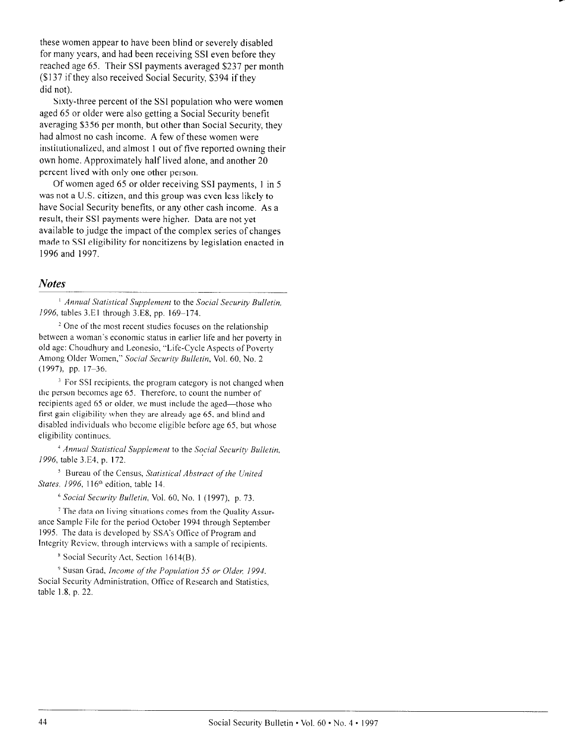these women appear to have been blind or severely disabled for many years, and had been receiving SSI even before they reached age 65. Their SSI payments averaged $237 per month ($137 if they also received Social Security, $394 if they did not).

Sixty-three percent of the SSI population who were women aged 65 or older were also getting a Social Security benefit averaging $356 per month, but other than Social Security, they had almost no cash income. A few of these women were institutionalized, and almost 1 out of five reported owning their own home. Approximately half lived alone, and another 20 percent lived with only one other person.

Of women aged 65 or older receiving SSI payments, 1 in 5 was not a U.S. citizen, and this group was even less likely to have Social Security benefits, or any other cash income. As a result, their SSI payments were higher. Data are not yet available to judge the impact of the complex series of changes made to SSI eligibility for noncitizens by legislation enacted in 1996 and 1997.

## Notes

[1] *Annual Statistical Supplement* to the *Social Security Bulletin, 1996*, tables 3.E1 through 3.E8, pp. 169–174.

[2] One of the most recent studies focuses on the relationship between a woman's economic status in earlier life and her poverty in old age: Choudhury and Leonesio, "Life-Cycle Aspects of Poverty Among Older Women," *Social Security Bulletin*, Vol. 60, No. 2 (1997), pp. 17–36.

[3] For SSI recipients, the program category is not changed when the person becomes age 65. Therefore, to count the number of recipients aged 65 or older, we must include the aged—those who first gain eligibility when they are already age 65, and blind and disabled individuals who become eligible before age 65, but whose eligibility continues.

[4] *Annual Statistical Supplement* to the *Social Security Bulletin, 1996*, table 3.E4, p. 172.

[5] Bureau of the Census, *Statistical Abstract of the United States, 1996*, 116th edition, table 14.

[6] *Social Security Bulletin*, Vol. 60, No. 1 (1997), p. 73.

[7] The data on living situations comes from the Quality Assurance Sample File for the period October 1994 through September 1995. The data is developed by SSA's Office of Program and Integrity Review, through interviews with a sample of recipients.

[8] Social Security Act, Section 1614(B).

[9] Susan Grad, *Income of the Population 55 or Older, 1994*. Social Security Administration, Office of Research and Statistics, table 1.8, p. 22.